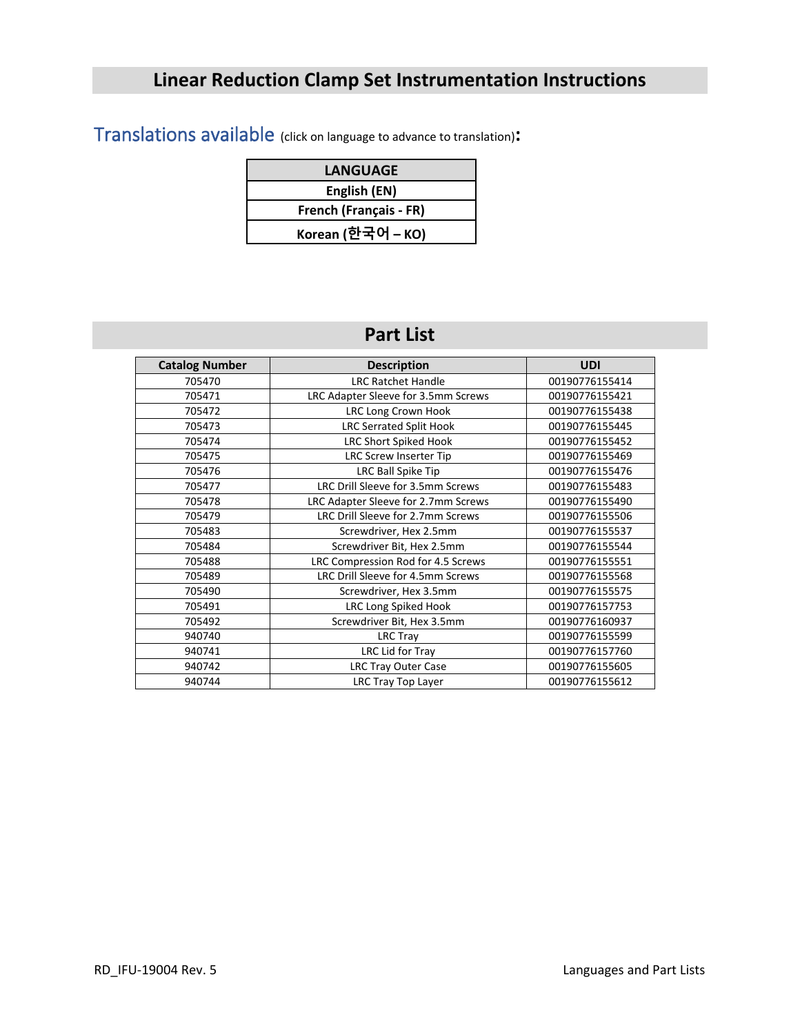# Linear Reduction Clamp Set Instrumentation Instructions

## Translations available (click on language to advance to translation):

| LANGUAGE |
|---|
| English (EN) |
| French (Français - FR) |
| Korean (한국어 – KO) |

## Part List

| Catalog Number | Description | UDI |
|---|---|---|
| 705470 | LRC Ratchet Handle | 00190776155414 |
| 705471 | LRC Adapter Sleeve for 3.5mm Screws | 00190776155421 |
| 705472 | LRC Long Crown Hook | 00190776155438 |
| 705473 | LRC Serrated Split Hook | 00190776155445 |
| 705474 | LRC Short Spiked Hook | 00190776155452 |
| 705475 | LRC Screw Inserter Tip | 00190776155469 |
| 705476 | LRC Ball Spike Tip | 00190776155476 |
| 705477 | LRC Drill Sleeve for 3.5mm Screws | 00190776155483 |
| 705478 | LRC Adapter Sleeve for 2.7mm Screws | 00190776155490 |
| 705479 | LRC Drill Sleeve for 2.7mm Screws | 00190776155506 |
| 705483 | Screwdriver, Hex 2.5mm | 00190776155537 |
| 705484 | Screwdriver Bit, Hex 2.5mm | 00190776155544 |
| 705488 | LRC Compression Rod for 4.5 Screws | 00190776155551 |
| 705489 | LRC Drill Sleeve for 4.5mm Screws | 00190776155568 |
| 705490 | Screwdriver, Hex 3.5mm | 00190776155575 |
| 705491 | LRC Long Spiked Hook | 00190776157753 |
| 705492 | Screwdriver Bit, Hex 3.5mm | 00190776160937 |
| 940740 | LRC Tray | 00190776155599 |
| 940741 | LRC Lid for Tray | 00190776157760 |
| 940742 | LRC Tray Outer Case | 00190776155605 |
| 940744 | LRC Tray Top Layer | 00190776155612 |

RD_IFU-19004 Rev. 5

Languages and Part Lists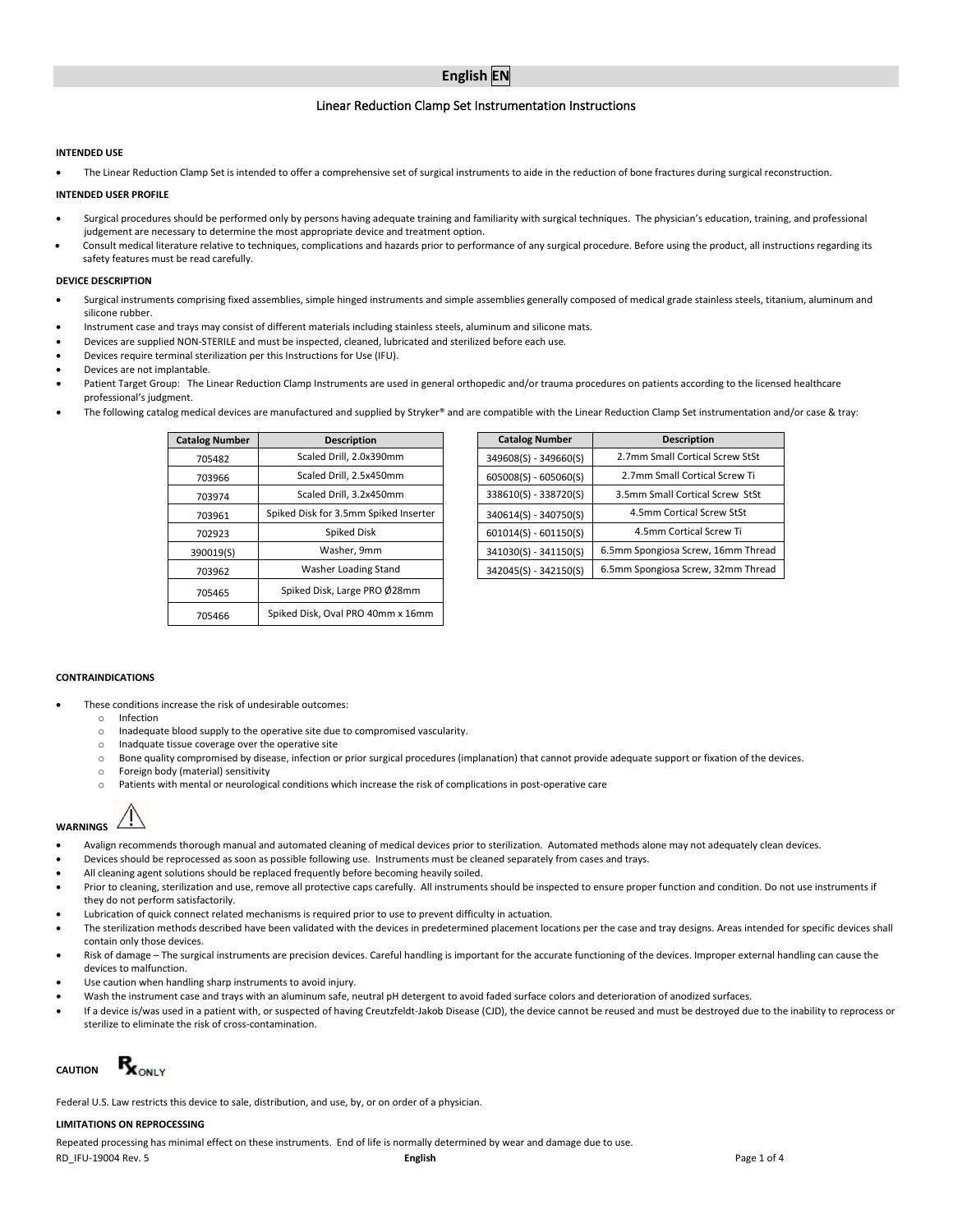# English EN

## Linear Reduction Clamp Set Instrumentation Instructions

**INTENDED USE**

- The Linear Reduction Clamp Set is intended to offer a comprehensive set of surgical instruments to aide in the reduction of bone fractures during surgical reconstruction.

**INTENDED USER PROFILE**

- Surgical procedures should be performed only by persons having adequate training and familiarity with surgical techniques. The physician's education, training, and professional judgement are necessary to determine the most appropriate device and treatment option.
- Consult medical literature relative to techniques, complications and hazards prior to performance of any surgical procedure. Before using the product, all instructions regarding its safety features must be read carefully.

**DEVICE DESCRIPTION**

- Surgical instruments comprising fixed assemblies, simple hinged instruments and simple assemblies generally composed of medical grade stainless steels, titanium, aluminum and silicone rubber.
- Instrument case and trays may consist of different materials including stainless steels, aluminum and silicone mats.
- Devices are supplied NON-STERILE and must be inspected, cleaned, lubricated and sterilized before each use.
- Devices require terminal sterilization per this Instructions for Use (IFU).
- Devices are not implantable.
- Patient Target Group: The Linear Reduction Clamp Instruments are used in general orthopedic and/or trauma procedures on patients according to the licensed healthcare professional's judgment.
- The following catalog medical devices are manufactured and supplied by Stryker® and are compatible with the Linear Reduction Clamp Set instrumentation and/or case & tray:

| Catalog Number | Description |
|---|---|
| 705482 | Scaled Drill, 2.0x390mm |
| 703966 | Scaled Drill, 2.5x450mm |
| 703974 | Scaled Drill, 3.2x450mm |
| 703961 | Spiked Disk for 3.5mm Spiked Inserter |
| 702923 | Spiked Disk |
| 390019(S) | Washer, 9mm |
| 703962 | Washer Loading Stand |
| 705465 | Spiked Disk, Large PRO Ø28mm |
| 705466 | Spiked Disk, Oval PRO 40mm x 16mm |

| Catalog Number | Description |
|---|---|
| 349608(S) - 349660(S) | 2.7mm Small Cortical Screw StSt |
| 605008(S) - 605060(S) | 2.7mm Small Cortical Screw Ti |
| 338610(S) - 338720(S) | 3.5mm Small Cortical Screw StSt |
| 340614(S) - 340750(S) | 4.5mm Cortical Screw StSt |
| 601014(S) - 601150(S) | 4.5mm Cortical Screw Ti |
| 341030(S) - 341150(S) | 6.5mm Spongiosa Screw, 16mm Thread |
| 342045(S) - 342150(S) | 6.5mm Spongiosa Screw, 32mm Thread |

**CONTRAINDICATIONS**

- These conditions increase the risk of undesirable outcomes:
  - Infection
  - Inadequate blood supply to the operative site due to compromised vascularity.
  - Inadquate tissue coverage over the operative site
  - Bone quality compromised by disease, infection or prior surgical procedures (implanation) that cannot provide adequate support or fixation of the devices.
  - Foreign body (material) sensitivity
  - Patients with mental or neurological conditions which increase the risk of complications in post-operative care

**WARNINGS** ⚠

- Avalign recommends thorough manual and automated cleaning of medical devices prior to sterilization. Automated methods alone may not adequately clean devices.
- Devices should be reprocessed as soon as possible following use. Instruments must be cleaned separately from cases and trays.
- All cleaning agent solutions should be replaced frequently before becoming heavily soiled.
- Prior to cleaning, sterilization and use, remove all protective caps carefully. All instruments should be inspected to ensure proper function and condition. Do not use instruments if they do not perform satisfactorily.
- Lubrication of quick connect related mechanisms is required prior to use to prevent difficulty in actuation.
- The sterilization methods described have been validated with the devices in predetermined placement locations per the case and tray designs. Areas intended for specific devices shall contain only those devices.
- Risk of damage – The surgical instruments are precision devices. Careful handling is important for the accurate functioning of the devices. Improper external handling can cause the devices to malfunction.
- Use caution when handling sharp instruments to avoid injury.
- Wash the instrument case and trays with an aluminum safe, neutral pH detergent to avoid faded surface colors and deterioration of anodized surfaces.
- If a device is/was used in a patient with, or suspected of having Creutzfeldt-Jakob Disease (CJD), the device cannot be reused and must be destroyed due to the inability to reprocess or sterilize to eliminate the risk of cross-contamination.

**CAUTION** Rx ONLY

Federal U.S. Law restricts this device to sale, distribution, and use, by, or on order of a physician.

**LIMITATIONS ON REPROCESSING**

Repeated processing has minimal effect on these instruments. End of life is normally determined by wear and damage due to use.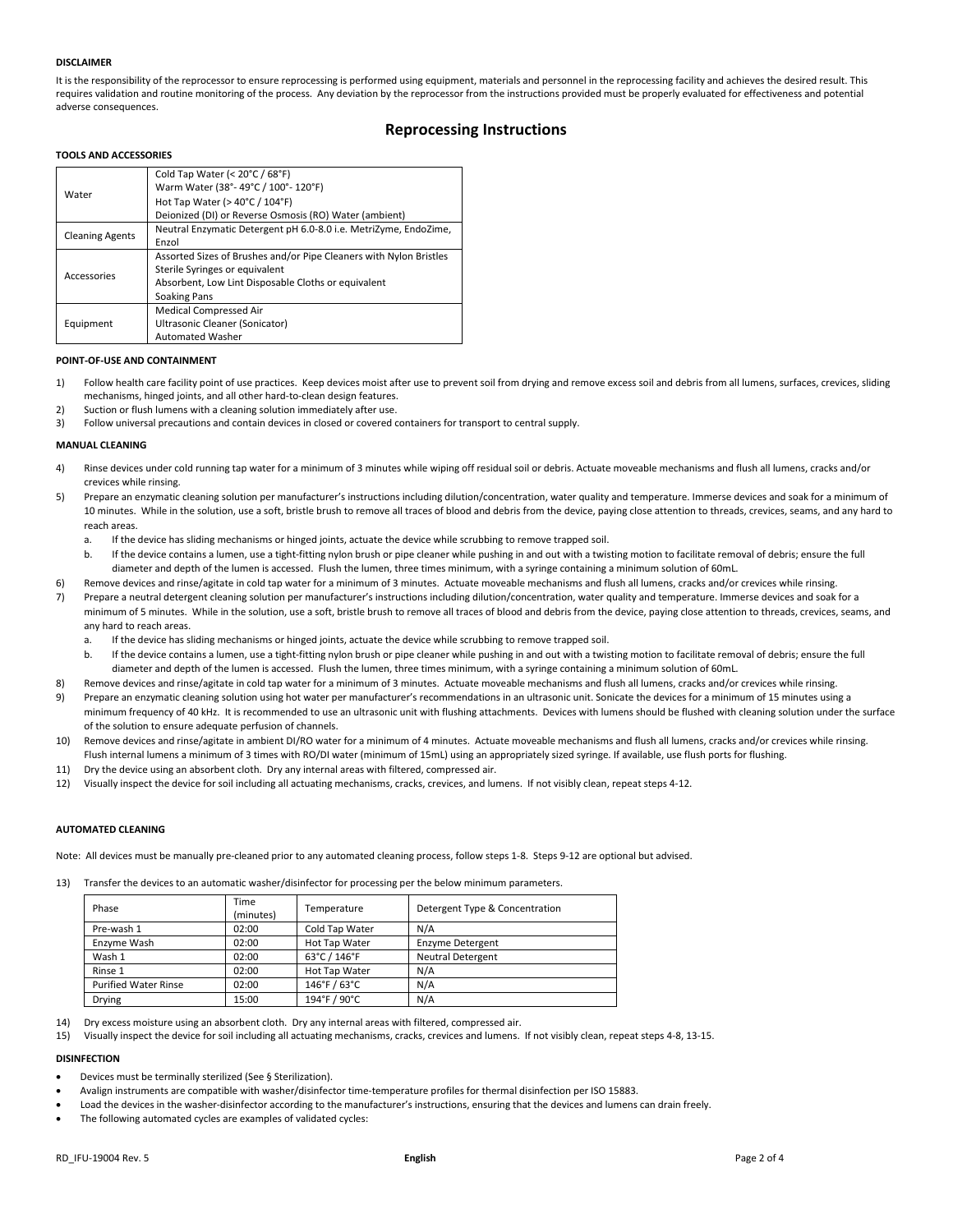### DISCLAIMER

It is the responsibility of the reprocessor to ensure reprocessing is performed using equipment, materials and personnel in the reprocessing facility and achieves the desired result. This requires validation and routine monitoring of the process. Any deviation by the reprocessor from the instructions provided must be properly evaluated for effectiveness and potential adverse consequences.

## Reprocessing Instructions

### TOOLS AND ACCESSORIES

| | |
|---|---|
| Water | Cold Tap Water (< 20°C / 68°F)<br>Warm Water (38°- 49°C / 100°- 120°F)<br>Hot Tap Water (> 40°C / 104°F)<br>Deionized (DI) or Reverse Osmosis (RO) Water (ambient) |
| Cleaning Agents | Neutral Enzymatic Detergent pH 6.0-8.0 i.e. MetriZyme, EndoZime, Enzol |
| Accessories | Assorted Sizes of Brushes and/or Pipe Cleaners with Nylon Bristles<br>Sterile Syringes or equivalent<br>Absorbent, Low Lint Disposable Cloths or equivalent<br>Soaking Pans |
| Equipment | Medical Compressed Air<br>Ultrasonic Cleaner (Sonicator)<br>Automated Washer |

### POINT-OF-USE AND CONTAINMENT

1) Follow health care facility point of use practices. Keep devices moist after use to prevent soil from drying and remove excess soil and debris from all lumens, surfaces, crevices, sliding mechanisms, hinged joints, and all other hard-to-clean design features.
2) Suction or flush lumens with a cleaning solution immediately after use.
3) Follow universal precautions and contain devices in closed or covered containers for transport to central supply.

### MANUAL CLEANING

4) Rinse devices under cold running tap water for a minimum of 3 minutes while wiping off residual soil or debris. Actuate moveable mechanisms and flush all lumens, cracks and/or crevices while rinsing.
5) Prepare an enzymatic cleaning solution per manufacturer's instructions including dilution/concentration, water quality and temperature. Immerse devices and soak for a minimum of 10 minutes. While in the solution, use a soft, bristle brush to remove all traces of blood and debris from the device, paying close attention to threads, crevices, seams, and any hard to reach areas.
   a. If the device has sliding mechanisms or hinged joints, actuate the device while scrubbing to remove trapped soil.
   b. If the device contains a lumen, use a tight-fitting nylon brush or pipe cleaner while pushing in and out with a twisting motion to facilitate removal of debris; ensure the full diameter and depth of the lumen is accessed. Flush the lumen, three times minimum, with a syringe containing a minimum solution of 60mL.
6) Remove devices and rinse/agitate in cold tap water for a minimum of 3 minutes. Actuate moveable mechanisms and flush all lumens, cracks and/or crevices while rinsing.
7) Prepare a neutral detergent cleaning solution per manufacturer's instructions including dilution/concentration, water quality and temperature. Immerse devices and soak for a minimum of 5 minutes. While in the solution, use a soft, bristle brush to remove all traces of blood and debris from the device, paying close attention to threads, crevices, seams, and any hard to reach areas.
   a. If the device has sliding mechanisms or hinged joints, actuate the device while scrubbing to remove trapped soil.
   b. If the device contains a lumen, use a tight-fitting nylon brush or pipe cleaner while pushing in and out with a twisting motion to facilitate removal of debris; ensure the full diameter and depth of the lumen is accessed. Flush the lumen, three times minimum, with a syringe containing a minimum solution of 60mL.
8) Remove devices and rinse/agitate in cold tap water for a minimum of 3 minutes. Actuate moveable mechanisms and flush all lumens, cracks and/or crevices while rinsing.
9) Prepare an enzymatic cleaning solution using hot water per manufacturer's recommendations in an ultrasonic unit. Sonicate the devices for a minimum of 15 minutes using a minimum frequency of 40 kHz. It is recommended to use an ultrasonic unit with flushing attachments. Devices with lumens should be flushed with cleaning solution under the surface of the solution to ensure adequate perfusion of channels.
10) Remove devices and rinse/agitate in ambient DI/RO water for a minimum of 4 minutes. Actuate moveable mechanisms and flush all lumens, cracks and/or crevices while rinsing. Flush internal lumens a minimum of 3 times with RO/DI water (minimum of 15mL) using an appropriately sized syringe. If available, use flush ports for flushing.
11) Dry the device using an absorbent cloth. Dry any internal areas with filtered, compressed air.
12) Visually inspect the device for soil including all actuating mechanisms, cracks, crevices, and lumens. If not visibly clean, repeat steps 4-12.

### AUTOMATED CLEANING

Note: All devices must be manually pre-cleaned prior to any automated cleaning process, follow steps 1-8. Steps 9-12 are optional but advised.

13) Transfer the devices to an automatic washer/disinfector for processing per the below minimum parameters.

| Phase | Time (minutes) | Temperature | Detergent Type & Concentration |
|---|---|---|---|
| Pre-wash 1 | 02:00 | Cold Tap Water | N/A |
| Enzyme Wash | 02:00 | Hot Tap Water | Enzyme Detergent |
| Wash 1 | 02:00 | 63°C / 146°F | Neutral Detergent |
| Rinse 1 | 02:00 | Hot Tap Water | N/A |
| Purified Water Rinse | 02:00 | 146°F / 63°C | N/A |
| Drying | 15:00 | 194°F / 90°C | N/A |

14) Dry excess moisture using an absorbent cloth. Dry any internal areas with filtered, compressed air.
15) Visually inspect the device for soil including all actuating mechanisms, cracks, crevices and lumens. If not visibly clean, repeat steps 4-8, 13-15.

### DISINFECTION

- Devices must be terminally sterilized (See § Sterilization).
- Avalign instruments are compatible with washer/disinfector time-temperature profiles for thermal disinfection per ISO 15883.
- Load the devices in the washer-disinfector according to the manufacturer's instructions, ensuring that the devices and lumens can drain freely.
- The following automated cycles are examples of validated cycles: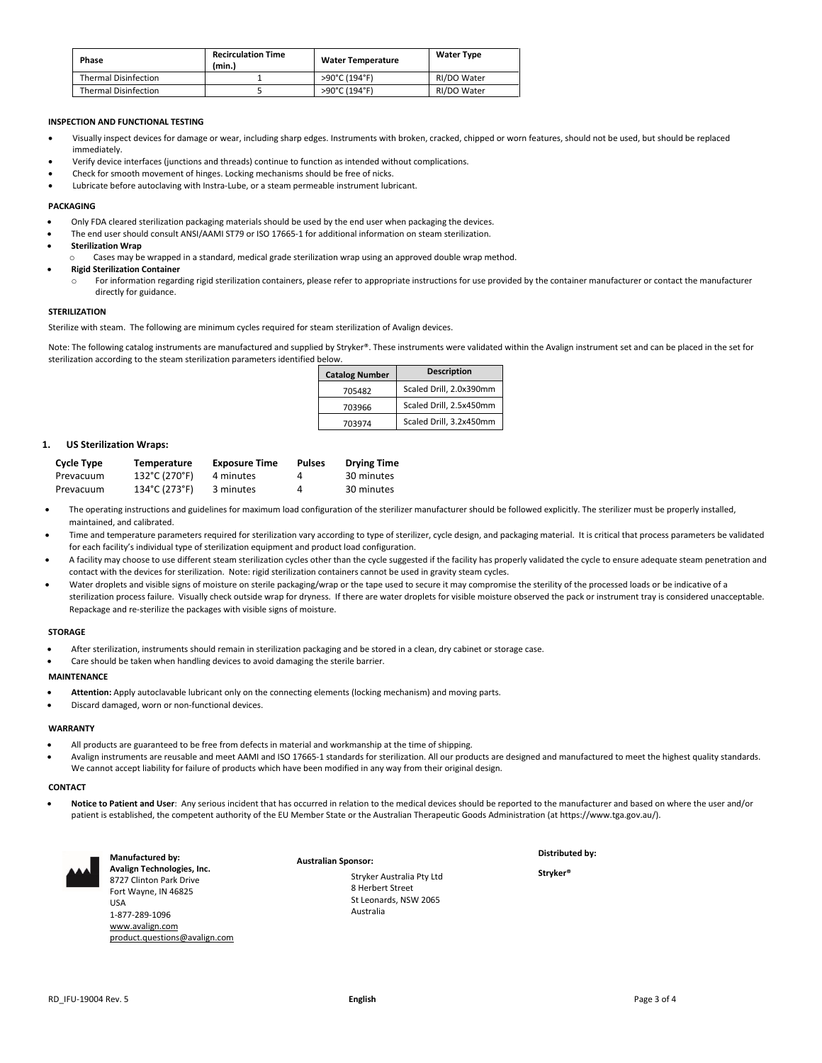| Phase | Recirculation Time (min.) | Water Temperature | Water Type |
|---|---|---|---|
| Thermal Disinfection | 1 | >90°C (194°F) | RI/DO Water |
| Thermal Disinfection | 5 | >90°C (194°F) | RI/DO Water |

#### INSPECTION AND FUNCTIONAL TESTING

- Visually inspect devices for damage or wear, including sharp edges. Instruments with broken, cracked, chipped or worn features, should not be used, but should be replaced immediately.
- Verify device interfaces (junctions and threads) continue to function as intended without complications.
- Check for smooth movement of hinges. Locking mechanisms should be free of nicks.
- Lubricate before autoclaving with Instra-Lube, or a steam permeable instrument lubricant.

#### PACKAGING

- Only FDA cleared sterilization packaging materials should be used by the end user when packaging the devices.
- The end user should consult ANSI/AAMI ST79 or ISO 17665-1 for additional information on steam sterilization.
- **Sterilization Wrap**
  - Cases may be wrapped in a standard, medical grade sterilization wrap using an approved double wrap method.
- **Rigid Sterilization Container**
  - For information regarding rigid sterilization containers, please refer to appropriate instructions for use provided by the container manufacturer or contact the manufacturer directly for guidance.

#### STERILIZATION

Sterilize with steam. The following are minimum cycles required for steam sterilization of Avalign devices.

Note: The following catalog instruments are manufactured and supplied by Stryker®. These instruments were validated within the Avalign instrument set and can be placed in the set for sterilization according to the steam sterilization parameters identified below.

| Catalog Number | Description |
|---|---|
| 705482 | Scaled Drill, 2.0x390mm |
| 703966 | Scaled Drill, 2.5x450mm |
| 703974 | Scaled Drill, 3.2x450mm |

1. **US Sterilization Wraps:**

| Cycle Type | Temperature | Exposure Time | Pulses | Drying Time |
|---|---|---|---|---|
| Prevacuum | 132°C (270°F) | 4 minutes | 4 | 30 minutes |
| Prevacuum | 134°C (273°F) | 3 minutes | 4 | 30 minutes |

- The operating instructions and guidelines for maximum load configuration of the sterilizer manufacturer should be followed explicitly. The sterilizer must be properly installed, maintained, and calibrated.
- Time and temperature parameters required for sterilization vary according to type of sterilizer, cycle design, and packaging material. It is critical that process parameters be validated for each facility's individual type of sterilization equipment and product load configuration.
- A facility may choose to use different steam sterilization cycles other than the cycle suggested if the facility has properly validated the cycle to ensure adequate steam penetration and contact with the devices for sterilization. Note: rigid sterilization containers cannot be used in gravity steam cycles.
- Water droplets and visible signs of moisture on sterile packaging/wrap or the tape used to secure it may compromise the sterility of the processed loads or be indicative of a sterilization process failure. Visually check outside wrap for dryness. If there are water droplets for visible moisture observed the pack or instrument tray is considered unacceptable. Repackage and re-sterilize the packages with visible signs of moisture.

#### STORAGE

- After sterilization, instruments should remain in sterilization packaging and be stored in a clean, dry cabinet or storage case.
- Care should be taken when handling devices to avoid damaging the sterile barrier.

#### MAINTENANCE

- **Attention:** Apply autoclavable lubricant only on the connecting elements (locking mechanism) and moving parts.
- Discard damaged, worn or non-functional devices.

#### WARRANTY

- All products are guaranteed to be free from defects in material and workmanship at the time of shipping.
- Avalign instruments are reusable and meet AAMI and ISO 17665-1 standards for sterilization. All our products are designed and manufactured to meet the highest quality standards. We cannot accept liability for failure of products which have been modified in any way from their original design.

#### CONTACT

- **Notice to Patient and User**: Any serious incident that has occurred in relation to the medical devices should be reported to the manufacturer and based on where the user and/or patient is established, the competent authority of the EU Member State or the Australian Therapeutic Goods Administration (at https://www.tga.gov.au/).

**Manufactured by:**
**Avalign Technologies, Inc.**
8727 Clinton Park Drive
Fort Wayne, IN 46825
USA
1-877-289-1096
www.avalign.com
product.questions@avalign.com

**Australian Sponsor:**
Stryker Australia Pty Ltd
8 Herbert Street
St Leonards, NSW 2065
Australia

**Distributed by:**
**Stryker®**

RD_IFU-19004 Rev. 5 **English**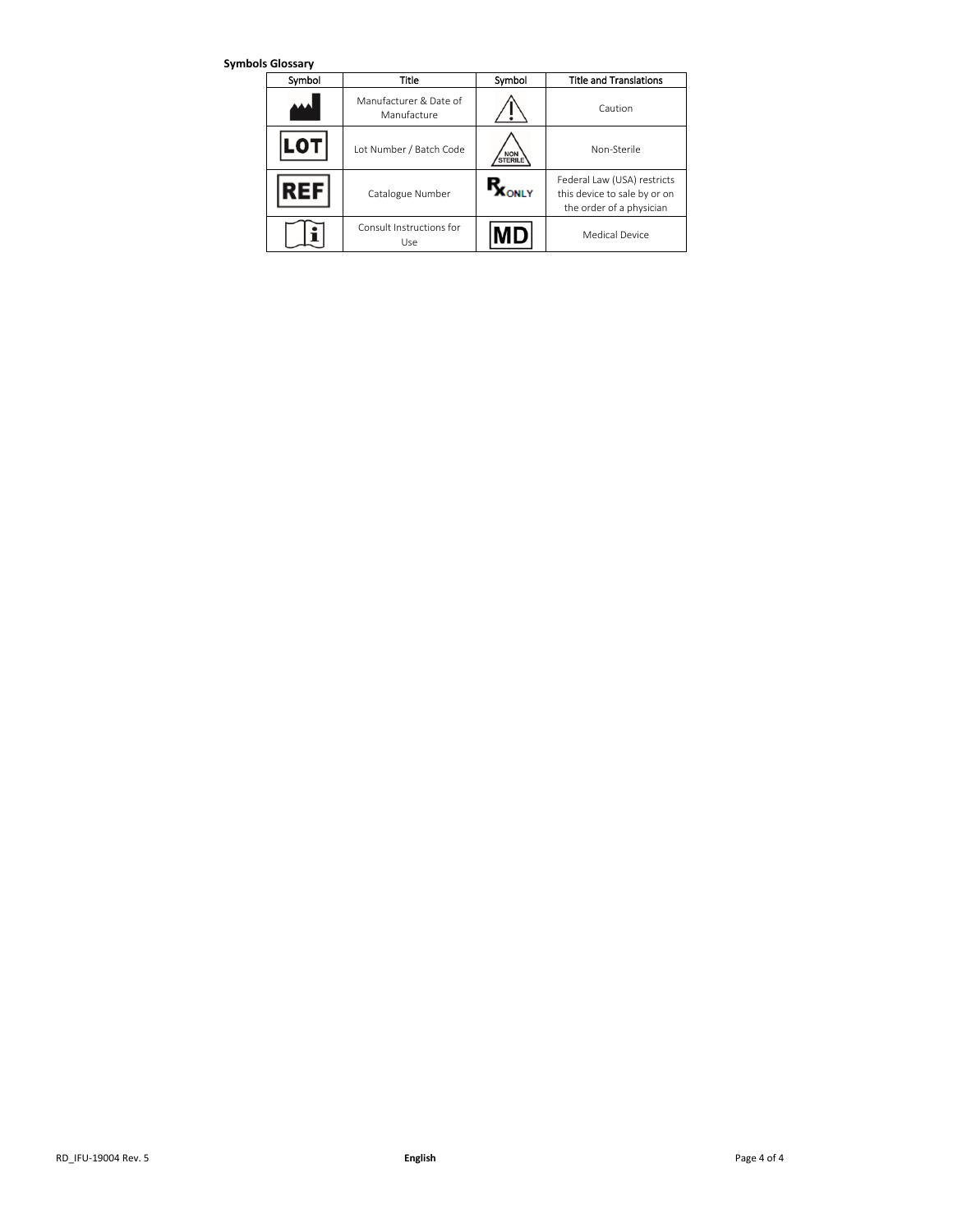**Symbols Glossary**

| Symbol | Title | Symbol | Title and Translations |
|---|---|---|---|
| | Manufacturer & Date of Manufacture | | Caution |
| LOT | Lot Number / Batch Code | NON STERILE | Non-Sterile |
| REF | Catalogue Number | Rx ONLY | Federal Law (USA) restricts this device to sale by or on the order of a physician |
| | Consult Instructions for Use | MD | Medical Device |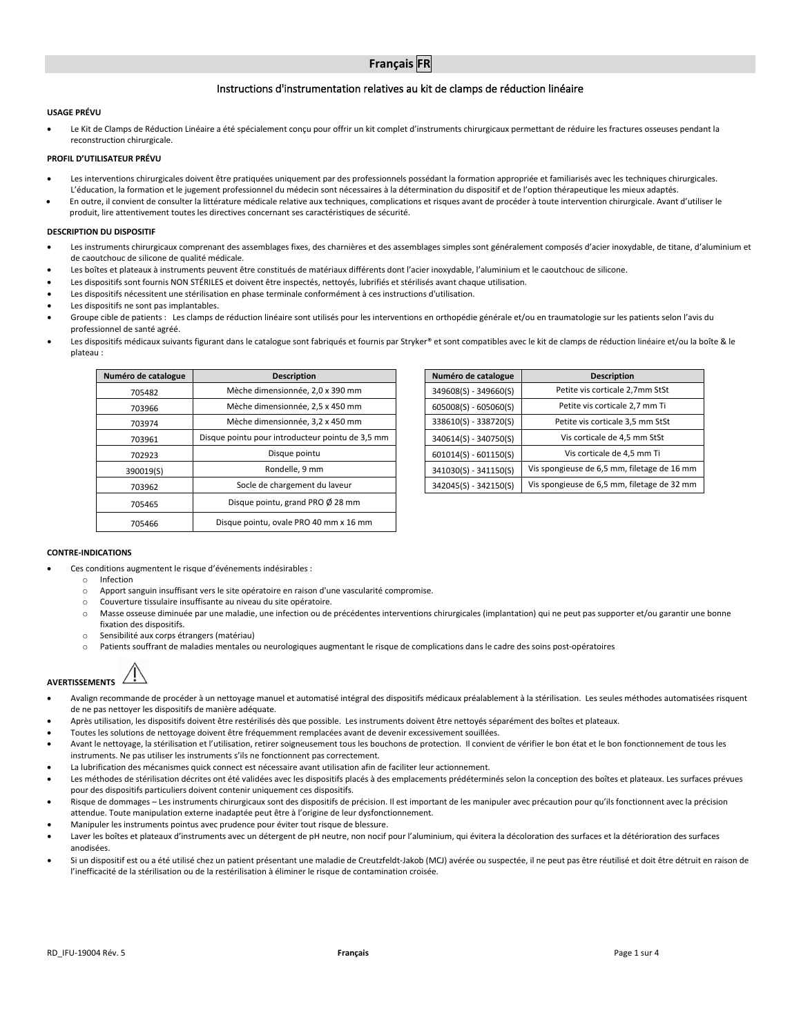# Français FR

## Instructions d'instrumentation relatives au kit de clamps de réduction linéaire

**USAGE PRÉVU**

- Le Kit de Clamps de Réduction Linéaire a été spécialement conçu pour offrir un kit complet d'instruments chirurgicaux permettant de réduire les fractures osseuses pendant la reconstruction chirurgicale.

**PROFIL D'UTILISATEUR PRÉVU**

- Les interventions chirurgicales doivent être pratiquées uniquement par des professionnels possédant la formation appropriée et familiarisés avec les techniques chirurgicales. L'éducation, la formation et le jugement professionnel du médecin sont nécessaires à la détermination du dispositif et de l'option thérapeutique les mieux adaptés.
- En outre, il convient de consulter la littérature médicale relative aux techniques, complications et risques avant de procéder à toute intervention chirurgicale. Avant d'utiliser le produit, lire attentivement toutes les directives concernant ses caractéristiques de sécurité.

**DESCRIPTION DU DISPOSITIF**

- Les instruments chirurgicaux comprenant des assemblages fixes, des charnières et des assemblages simples sont généralement composés d'acier inoxydable, de titane, d'aluminium et de caoutchouc de silicone de qualité médicale.
- Les boîtes et plateaux à instruments peuvent être constitués de matériaux différents dont l'acier inoxydable, l'aluminium et le caoutchouc de silicone.
- Les dispositifs sont fournis NON STÉRILES et doivent être inspectés, nettoyés, lubrifiés et stérilisés avant chaque utilisation.
- Les dispositifs nécessitent une stérilisation en phase terminale conformément à ces instructions d'utilisation.
- Les dispositifs ne sont pas implantables.
- Groupe cible de patients : Les clamps de réduction linéaire sont utilisés pour les interventions en orthopédie générale et/ou en traumatologie sur les patients selon l'avis du professionnel de santé agréé.
- Les dispositifs médicaux suivants figurant dans le catalogue sont fabriqués et fournis par Stryker® et sont compatibles avec le kit de clamps de réduction linéaire et/ou la boîte & le plateau :

| Numéro de catalogue | Description |
|---|---|
| 705482 | Mèche dimensionnée, 2,0 x 390 mm |
| 703966 | Mèche dimensionnée, 2,5 x 450 mm |
| 703974 | Mèche dimensionnée, 3,2 x 450 mm |
| 703961 | Disque pointu pour introducteur pointu de 3,5 mm |
| 702923 | Disque pointu |
| 390019(S) | Rondelle, 9 mm |
| 703962 | Socle de chargement du laveur |
| 705465 | Disque pointu, grand PRO Ø 28 mm |
| 705466 | Disque pointu, ovale PRO 40 mm x 16 mm |

| Numéro de catalogue | Description |
|---|---|
| 349608(S) - 349660(S) | Petite vis corticale 2,7mm StSt |
| 605008(S) - 605060(S) | Petite vis corticale 2,7 mm Ti |
| 338610(S) - 338720(S) | Petite vis corticale 3,5 mm StSt |
| 340614(S) - 340750(S) | Vis corticale de 4,5 mm StSt |
| 601014(S) - 601150(S) | Vis corticale de 4,5 mm Ti |
| 341030(S) - 341150(S) | Vis spongieuse de 6,5 mm, filetage de 16 mm |
| 342045(S) - 342150(S) | Vis spongieuse de 6,5 mm, filetage de 32 mm |

**CONTRE-INDICATIONS**

- Ces conditions augmentent le risque d'événements indésirables :
  - Infection
  - Apport sanguin insuffisant vers le site opératoire en raison d'une vascularité compromise.
  - Couverture tissulaire insuffisante au niveau du site opératoire.
  - Masse osseuse diminuée par une maladie, une infection ou de précédentes interventions chirurgicales (implantation) qui ne peut pas supporter et/ou garantir une bonne fixation des dispositifs.
  - Sensibilité aux corps étrangers (matériau)
  - Patients souffrant de maladies mentales ou neurologiques augmentant le risque de complications dans le cadre des soins post-opératoires

**AVERTISSEMENTS** ⚠

- Avalign recommande de procéder à un nettoyage manuel et automatisé intégral des dispositifs médicaux préalablement à la stérilisation. Les seules méthodes automatisées risquent de ne pas nettoyer les dispositifs de manière adéquate.
- Après utilisation, les dispositifs doivent être restérilisés dès que possible. Les instruments doivent être nettoyés séparément des boîtes et plateaux.
- Toutes les solutions de nettoyage doivent être fréquemment remplacées avant de devenir excessivement souillées.
- Avant le nettoyage, la stérilisation et l'utilisation, retirer soigneusement tous les bouchons de protection. Il convient de vérifier le bon état et le bon fonctionnement de tous les instruments. Ne pas utiliser les instruments s'ils ne fonctionnent pas correctement.
- La lubrification des mécanismes quick connect est nécessaire avant utilisation afin de faciliter leur actionnement.
- Les méthodes de stérilisation décrites ont été validées avec les dispositifs placés à des emplacements prédéterminés selon la conception des boîtes et plateaux. Les surfaces prévues pour des dispositifs particuliers doivent contenir uniquement ces dispositifs.
- Risque de dommages – Les instruments chirurgicaux sont des dispositifs de précision. Il est important de les manipuler avec précaution pour qu'ils fonctionnent avec la précision attendue. Toute manipulation externe inadaptée peut être à l'origine de leur dysfonctionnement.
- Manipuler les instruments pointus avec prudence pour éviter tout risque de blessure.
- Laver les boîtes et plateaux d'instruments avec un détergent de pH neutre, non nocif pour l'aluminium, qui évitera la décoloration des surfaces et la détérioration des surfaces anodisées.
- Si un dispositif est ou a été utilisé chez un patient présentant une maladie de Creutzfeldt-Jakob (MCJ) avérée ou suspectée, il ne peut pas être réutilisé et doit être détruit en raison de l'inefficacité de la stérilisation ou de la restérilisation à éliminer le risque de contamination croisée.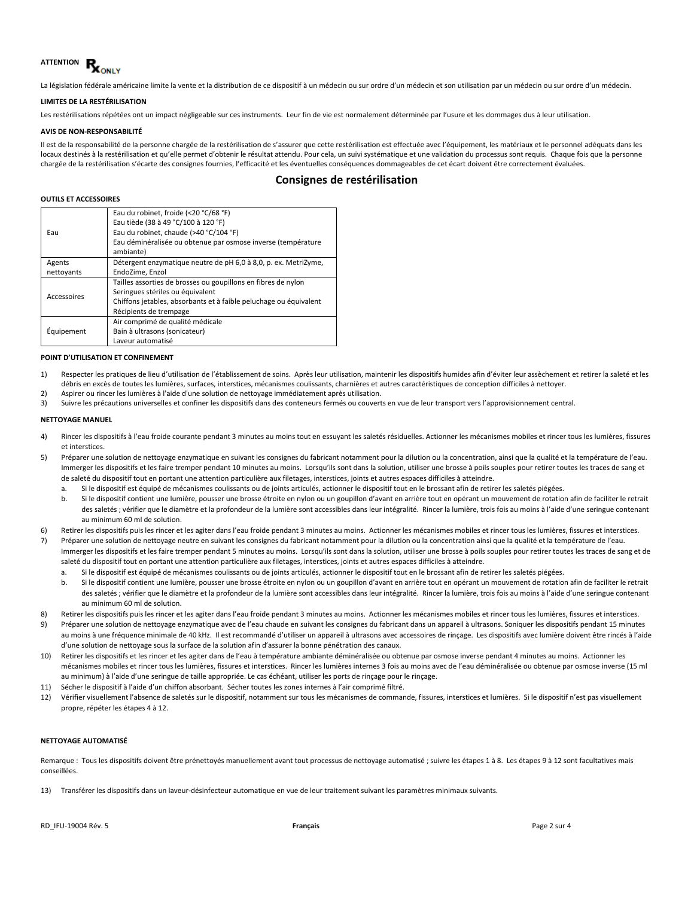**ATTENTION** ℞ ONLY

La législation fédérale américaine limite la vente et la distribution de ce dispositif à un médecin ou sur ordre d'un médecin et son utilisation par un médecin ou sur ordre d'un médecin.

**LIMITES DE LA RESTÉRILISATION**

Les restérilisations répétées ont un impact négligeable sur ces instruments. Leur fin de vie est normalement déterminée par l'usure et les dommages dus à leur utilisation.

**AVIS DE NON-RESPONSABILITÉ**

Il est de la responsabilité de la personne chargée de la restérilisation de s'assurer que cette restérilisation est effectuée avec l'équipement, les matériaux et le personnel adéquats dans les locaux destinés à la restérilisation et qu'elle permet d'obtenir le résultat attendu. Pour cela, un suivi systématique et une validation du processus sont requis. Chaque fois que la personne chargée de la restérilisation s'écarte des consignes fournies, l'efficacité et les éventuelles conséquences dommageables de cet écart doivent être correctement évaluées.

## Consignes de restérilisation

**OUTILS ET ACCESSOIRES**

| | |
|---|---|
| Eau | Eau du robinet, froide (<20 °C/68 °F)<br>Eau tiède (38 à 49 °C/100 à 120 °F)<br>Eau du robinet, chaude (>40 °C/104 °F)<br>Eau déminéralisée ou obtenue par osmose inverse (température ambiante) |
| Agents nettoyants | Détergent enzymatique neutre de pH 6,0 à 8,0, p. ex. MetriZyme, EndoZime, Enzol |
| Accessoires | Tailles assorties de brosses ou goupillons en fibres de nylon<br>Seringues stériles ou équivalent<br>Chiffons jetables, absorbants et à faible peluchage ou équivalent<br>Récipients de trempage |
| Équipement | Air comprimé de qualité médicale<br>Bain à ultrasons (sonicateur)<br>Laveur automatisé |

**POINT D'UTILISATION ET CONFINEMENT**

1) Respecter les pratiques de lieu d'utilisation de l'établissement de soins. Après leur utilisation, maintenir les dispositifs humides afin d'éviter leur assèchement et retirer la saleté et les débris en excès de toutes les lumières, surfaces, interstices, mécanismes coulissants, charnières et autres caractéristiques de conception difficiles à nettoyer.
2) Aspirer ou rincer les lumières à l'aide d'une solution de nettoyage immédiatement après utilisation.
3) Suivre les précautions universelles et confiner les dispositifs dans des conteneurs fermés ou couverts en vue de leur transport vers l'approvisionnement central.

**NETTOYAGE MANUEL**

4) Rincer les dispositifs à l'eau froide courante pendant 3 minutes au moins tout en essuyant les saletés résiduelles. Actionner les mécanismes mobiles et rincer tous les lumières, fissures et interstices.
5) Préparer une solution de nettoyage enzymatique en suivant les consignes du fabricant notamment pour la dilution ou la concentration, ainsi que la qualité et la température de l'eau. Immerger les dispositifs et les faire tremper pendant 10 minutes au moins. Lorsqu'ils sont dans la solution, utiliser une brosse à poils souples pour retirer toutes les traces de sang et de saleté du dispositif tout en portant une attention particulière aux filetages, interstices, joints et autres espaces difficiles à atteindre.
   a. Si le dispositif est équipé de mécanismes coulissants ou de joints articulés, actionner le dispositif tout en le brossant afin de retirer les saletés piégées.
   b. Si le dispositif contient une lumière, pousser une brosse étroite en nylon ou un goupillon d'avant en arrière tout en opérant un mouvement de rotation afin de faciliter le retrait des saletés ; vérifier que le diamètre et la profondeur de la lumière sont accessibles dans leur intégralité. Rincer la lumière, trois fois au moins à l'aide d'une seringue contenant au minimum 60 ml de solution.
6) Retirer les dispositifs puis les rincer et les agiter dans l'eau froide pendant 3 minutes au moins. Actionner les mécanismes mobiles et rincer tous les lumières, fissures et interstices.
7) Préparer une solution de nettoyage neutre en suivant les consignes du fabricant notamment pour la dilution ou la concentration ainsi que la qualité et la température de l'eau. Immerger les dispositifs et les faire tremper pendant 5 minutes au moins. Lorsqu'ils sont dans la solution, utiliser une brosse à poils souples pour retirer toutes les traces de sang et de saleté du dispositif tout en portant une attention particulière aux filetages, interstices, joints et autres espaces difficiles à atteindre.
   a. Si le dispositif est équipé de mécanismes coulissants ou de joints articulés, actionner le dispositif tout en le brossant afin de retirer les saletés piégées.
   b. Si le dispositif contient une lumière, pousser une brosse étroite en nylon ou un goupillon d'avant en arrière tout en opérant un mouvement de rotation afin de faciliter le retrait des saletés ; vérifier que le diamètre et la profondeur de la lumière sont accessibles dans leur intégralité. Rincer la lumière, trois fois au moins à l'aide d'une seringue contenant au minimum 60 ml de solution.
8) Retirer les dispositifs puis les rincer et les agiter dans l'eau froide pendant 3 minutes au moins. Actionner les mécanismes mobiles et rincer tous les lumières, fissures et interstices.
9) Préparer une solution de nettoyage enzymatique avec de l'eau chaude en suivant les consignes du fabricant dans un appareil à ultrasons. Soniquer les dispositifs pendant 15 minutes au moins à une fréquence minimale de 40 kHz. Il est recommandé d'utiliser un appareil à ultrasons avec accessoires de rinçage. Les dispositifs avec lumière doivent être rincés à l'aide d'une solution de nettoyage sous la surface de la solution afin d'assurer la bonne pénétration des canaux.
10) Retirer les dispositifs et les rincer et les agiter dans de l'eau à température ambiante déminéralisée ou obtenue par osmose inverse pendant 4 minutes au moins. Actionner les mécanismes mobiles et rincer tous les lumières, fissures et interstices. Rincer les lumières internes 3 fois au moins avec de l'eau déminéralisée ou obtenue par osmose inverse (15 ml au minimum) à l'aide d'une seringue de taille appropriée. Le cas échéant, utiliser les ports de rinçage pour le rinçage.
11) Sécher le dispositif à l'aide d'un chiffon absorbant. Sécher toutes les zones internes à l'air comprimé filtré.
12) Vérifier visuellement l'absence de saletés sur le dispositif, notamment sur tous les mécanismes de commande, fissures, interstices et lumières. Si le dispositif n'est pas visuellement propre, répéter les étapes 4 à 12.

**NETTOYAGE AUTOMATISÉ**

Remarque : Tous les dispositifs doivent être prénettoyés manuellement avant tout processus de nettoyage automatisé ; suivre les étapes 1 à 8. Les étapes 9 à 12 sont facultatives mais conseillées.

13) Transférer les dispositifs dans un laveur-désinfecteur automatique en vue de leur traitement suivant les paramètres minimaux suivants.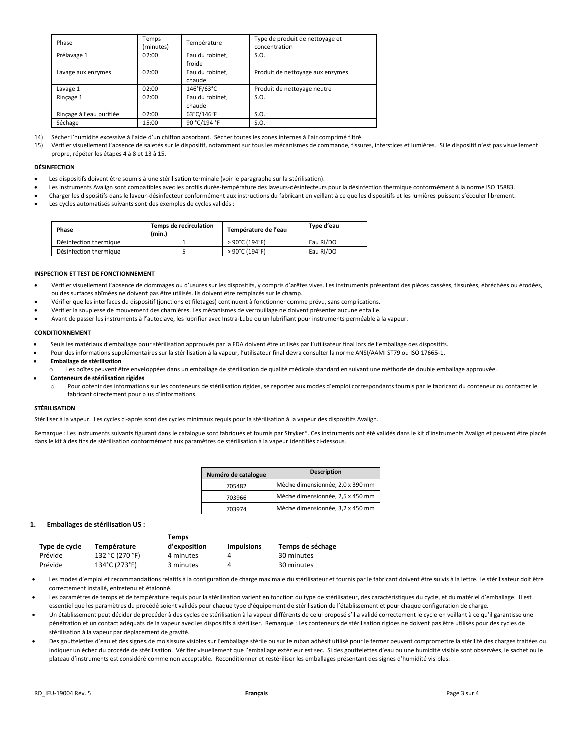| Phase | Temps (minutes) | Température | Type de produit de nettoyage et concentration |
|---|---|---|---|
| Prélavage 1 | 02:00 | Eau du robinet, froide | S.O. |
| Lavage aux enzymes | 02:00 | Eau du robinet, chaude | Produit de nettoyage aux enzymes |
| Lavage 1 | 02:00 | 146°F/63°C | Produit de nettoyage neutre |
| Rinçage 1 | 02:00 | Eau du robinet, chaude | S.O. |
| Rinçage à l'eau purifiée | 02:00 | 63°C/146°F | S.O. |
| Séchage | 15:00 | 90 °C/194 °F | S.O. |

14) Sécher l'humidité excessive à l'aide d'un chiffon absorbant. Sécher toutes les zones internes à l'air comprimé filtré.
15) Vérifier visuellement l'absence de saletés sur le dispositif, notamment sur tous les mécanismes de commande, fissures, interstices et lumières. Si le dispositif n'est pas visuellement propre, répéter les étapes 4 à 8 et 13 à 15.

**DÉSINFECTION**

- Les dispositifs doivent être soumis à une stérilisation terminale (voir le paragraphe sur la stérilisation).
- Les instruments Avalign sont compatibles avec les profils durée-température des laveurs-désinfecteurs pour la désinfection thermique conformément à la norme ISO 15883.
- Charger les dispositifs dans le laveur-désinfecteur conformément aux instructions du fabricant en veillant à ce que les dispositifs et les lumières puissent s'écouler librement.
- Les cycles automatisés suivants sont des exemples de cycles validés :

| Phase | Temps de recirculation (min.) | Température de l'eau | Type d'eau |
|---|---|---|---|
| Désinfection thermique | 1 | > 90°C (194°F) | Eau RI/DO |
| Désinfection thermique | 5 | > 90°C (194°F) | Eau RI/DO |

**INSPECTION ET TEST DE FONCTIONNEMENT**

- Vérifier visuellement l'absence de dommages ou d'usures sur les dispositifs, y compris d'arêtes vives. Les instruments présentant des pièces cassées, fissurées, ébréchées ou érodées, ou des surfaces abîmées ne doivent pas être utilisés. Ils doivent être remplacés sur le champ.
- Vérifier que les interfaces du dispositif (jonctions et filetages) continuent à fonctionner comme prévu, sans complications.
- Vérifier la souplesse de mouvement des charnières. Les mécanismes de verrouillage ne doivent présenter aucune entaille.
- Avant de passer les instruments à l'autoclave, les lubrifier avec Instra-Lube ou un lubrifiant pour instruments perméable à la vapeur.

**CONDITIONNEMENT**

- Seuls les matériaux d'emballage pour stérilisation approuvés par la FDA doivent être utilisés par l'utilisateur final lors de l'emballage des dispositifs.
- Pour des informations supplémentaires sur la stérilisation à la vapeur, l'utilisateur final devra consulter la norme ANSI/AAMI ST79 ou ISO 17665-1.
- **Emballage de stérilisation**
  - Les boîtes peuvent être enveloppées dans un emballage de stérilisation de qualité médicale standard en suivant une méthode de double emballage approuvée.
- **Conteneurs de stérilisation rigides**
  - Pour obtenir des informations sur les conteneurs de stérilisation rigides, se reporter aux modes d'emploi correspondants fournis par le fabricant du conteneur ou contacter le fabricant directement pour plus d'informations.

**STÉRILISATION**

Stériliser à la vapeur. Les cycles ci-après sont des cycles minimaux requis pour la stérilisation à la vapeur des dispositifs Avalign.

Remarque : Les instruments suivants figurant dans le catalogue sont fabriqués et fournis par Stryker®. Ces instruments ont été validés dans le kit d'instruments Avalign et peuvent être placés dans le kit à des fins de stérilisation conformément aux paramètres de stérilisation à la vapeur identifiés ci-dessous.

| Numéro de catalogue | Description |
|---|---|
| 705482 | Mèche dimensionnée, 2,0 x 390 mm |
| 703966 | Mèche dimensionnée, 2,5 x 450 mm |
| 703974 | Mèche dimensionnée, 3,2 x 450 mm |

**1. Emballages de stérilisation US :**

| Type de cycle | Température | Temps d'exposition | Impulsions | Temps de séchage |
|---|---|---|---|---|
| Prévide | 132 °C (270 °F) | 4 minutes | 4 | 30 minutes |
| Prévide | 134°C (273°F) | 3 minutes | 4 | 30 minutes |

- Les modes d'emploi et recommandations relatifs à la configuration de charge maximale du stérilisateur et fournis par le fabricant doivent être suivis à la lettre. Le stérilisateur doit être correctement installé, entretenu et étalonné.
- Les paramètres de temps et de température requis pour la stérilisation varient en fonction du type de stérilisateur, des caractéristiques du cycle, et du matériel d'emballage. Il est essentiel que les paramètres du procédé soient validés pour chaque type d'équipement de stérilisation de l'établissement et pour chaque configuration de charge.
- Un établissement peut décider de procéder à des cycles de stérilisation à la vapeur différents de celui proposé s'il a validé correctement le cycle en veillant à ce qu'il garantisse une pénétration et un contact adéquats de la vapeur avec les dispositifs à stériliser. Remarque : Les conteneurs de stérilisation rigides ne doivent pas être utilisés pour des cycles de stérilisation à la vapeur par déplacement de gravité.
- Des gouttelettes d'eau et des signes de moisissure visibles sur l'emballage stérile ou sur le ruban adhésif utilisé pour le fermer peuvent compromettre la stérilité des charges traitées ou indiquer un échec du procédé de stérilisation. Vérifier visuellement que l'emballage extérieur est sec. Si des gouttelettes d'eau ou une humidité visible sont observées, le sachet ou le plateau d'instruments est considéré comme non acceptable. Reconditionner et restériliser les emballages présentant des signes d'humidité visibles.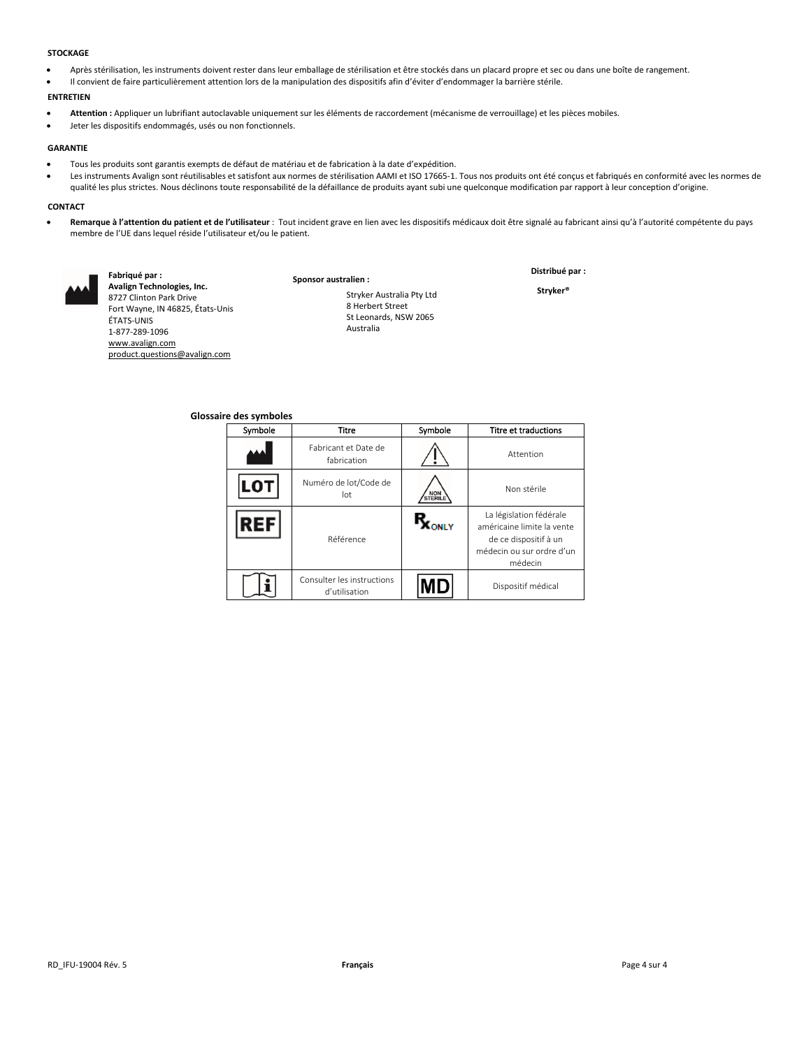**STOCKAGE**

- Après stérilisation, les instruments doivent rester dans leur emballage de stérilisation et être stockés dans un placard propre et sec ou dans une boîte de rangement.
- Il convient de faire particulièrement attention lors de la manipulation des dispositifs afin d'éviter d'endommager la barrière stérile.

**ENTRETIEN**

- **Attention :** Appliquer un lubrifiant autoclavable uniquement sur les éléments de raccordement (mécanisme de verrouillage) et les pièces mobiles.
- Jeter les dispositifs endommagés, usés ou non fonctionnels.

**GARANTIE**

- Tous les produits sont garantis exempts de défaut de matériau et de fabrication à la date d'expédition.
- Les instruments Avalign sont réutilisables et satisfont aux normes de stérilisation AAMI et ISO 17665-1. Tous nos produits ont été conçus et fabriqués en conformité avec les normes de qualité les plus strictes. Nous déclinons toute responsabilité de la défaillance de produits ayant subi une quelconque modification par rapport à leur conception d'origine.

**CONTACT**

- **Remarque à l'attention du patient et de l'utilisateur** : Tout incident grave en lien avec les dispositifs médicaux doit être signalé au fabricant ainsi qu'à l'autorité compétente du pays membre de l'UE dans lequel réside l'utilisateur et/ou le patient.

**Fabriqué par :**
**Avalign Technologies, Inc.**
8727 Clinton Park Drive
Fort Wayne, IN 46825, États-Unis
ÉTATS-UNIS
1-877-289-1096
www.avalign.com
product.questions@avalign.com

**Sponsor australien :**
Stryker Australia Pty Ltd
8 Herbert Street
St Leonards, NSW 2065
Australia

**Distribué par :**
**Stryker®**

**Glossaire des symboles**

| Symbole | Titre | Symbole | Titre et traductions |
|---|---|---|---|
| (symbole fabricant) | Fabricant et Date de fabrication | (symbole attention) | Attention |
| LOT | Numéro de lot/Code de lot | NON STERILE | Non stérile |
| REF | Référence | Rx ONLY | La législation fédérale américaine limite la vente de ce dispositif à un médecin ou sur ordre d'un médecin |
| (symbole i) | Consulter les instructions d'utilisation | MD | Dispositif médical |

RD_IFU-19004 Rév. 5 — Français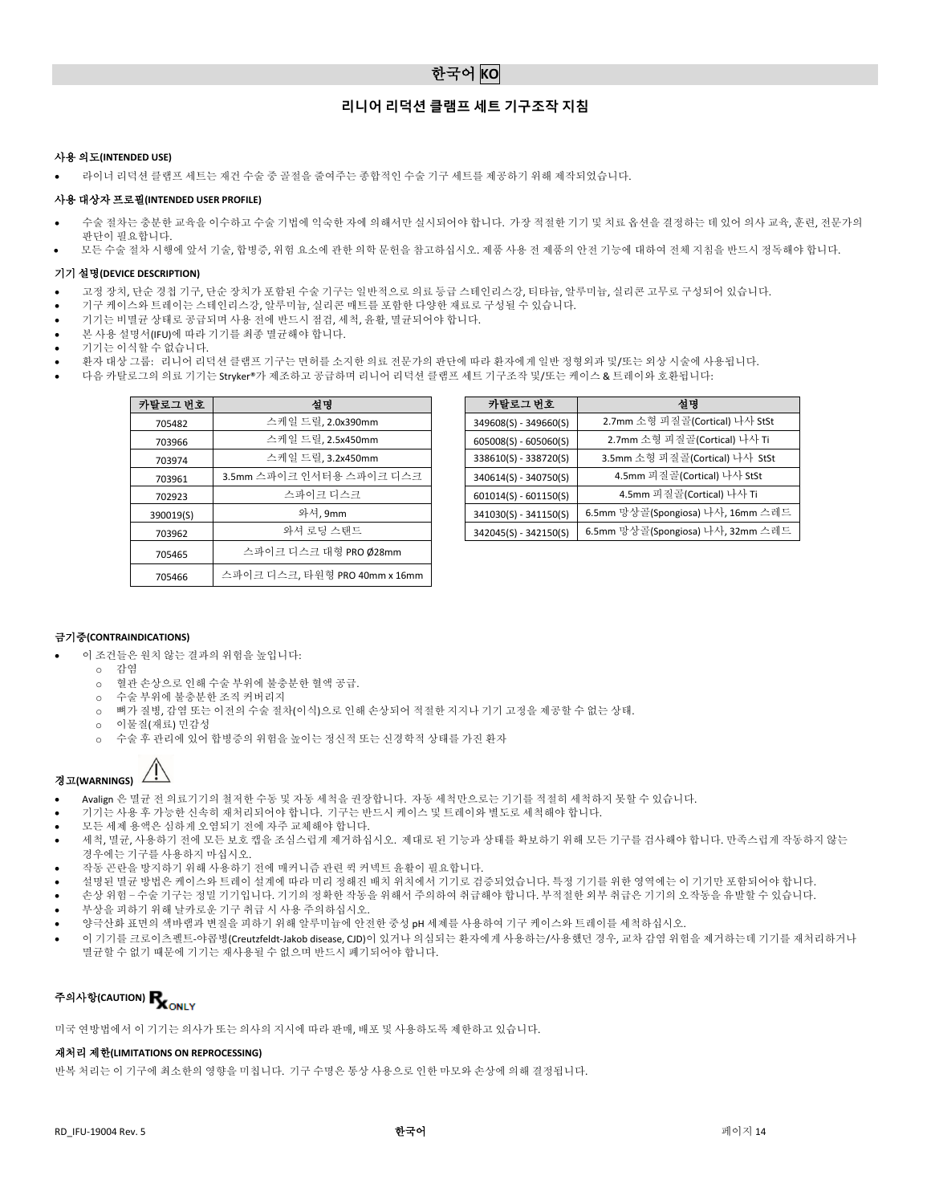## 한국어 KO

# 리니어 리덕션 클램프 세트 기구조작 지침

### 사용 의도(INTENDED USE)

- 라이너 리덕션 클램프 세트는 재건 수술 중 골절을 줄여주는 종합적인 수술 기구 세트를 제공하기 위해 제작되었습니다.

### 사용 대상자 프로필(INTENDED USER PROFILE)

- 수술 절차는 충분한 교육을 이수하고 수술 기법에 익숙한 자에 의해서만 실시되어야 합니다. 가장 적절한 기기 및 치료 옵션을 결정하는 데 있어 의사 교육, 훈련, 전문가의 판단이 필요합니다.
- 모든 수술 절차 시행에 앞서 기술, 합병증, 위험 요소에 관한 의학 문헌을 참고하십시오. 제품 사용 전 제품의 안전 기능에 대하여 전체 지침을 반드시 정독해야 합니다.

### 기기 설명(DEVICE DESCRIPTION)

- 고정 장치, 단순 경첩 기구, 단순 장치가 포함된 수술 기구는 일반적으로 의료 등급 스테인리스강, 티타늄, 알루미늄, 실리콘 고무로 구성되어 있습니다.
- 기구 케이스와 트레이는 스테인리스강, 알루미늄, 실리콘 매트를 포함한 다양한 재료로 구성될 수 있습니다.
- 기기는 비멸균 상태로 공급되며 사용 전에 반드시 점검, 세척, 윤활, 멸균되어야 합니다.
- 본 사용 설명서(IFU)에 따라 기기를 최종 멸균해야 합니다.
- 기기는 이식할 수 없습니다.
- 환자 대상 그룹: 리니어 리덕션 클램프 기구는 면허를 소지한 의료 전문가의 판단에 따라 환자에게 일반 정형외과 및/또는 외상 시술에 사용됩니다.
- 다음 카탈로그의 의료 기기는 Stryker®가 제조하고 공급하며 리니어 리덕션 클램프 세트 기구조작 및/또는 케이스 & 트레이와 호환됩니다:

| 카탈로그 번호 | 설명 |
|---|---|
| 705482 | 스케일 드릴, 2.0x390mm |
| 703966 | 스케일 드릴, 2.5x450mm |
| 703974 | 스케일 드릴, 3.2x450mm |
| 703961 | 3.5mm 스파이크 인서터용 스파이크 디스크 |
| 702923 | 스파이크 디스크 |
| 390019(S) | 와셔, 9mm |
| 703962 | 와셔 로딩 스탠드 |
| 705465 | 스파이크 디스크 대형 PRO Ø28mm |
| 705466 | 스파이크 디스크, 타원형 PRO 40mm x 16mm |

| 카탈로그 번호 | 설명 |
|---|---|
| 349608(S) - 349660(S) | 2.7mm 소형 피질골(Cortical) 나사 StSt |
| 605008(S) - 605060(S) | 2.7mm 소형 피질골(Cortical) 나사 Ti |
| 338610(S) - 338720(S) | 3.5mm 소형 피질골(Cortical) 나사 StSt |
| 340614(S) - 340750(S) | 4.5mm 피질골(Cortical) 나사 StSt |
| 601014(S) - 601150(S) | 4.5mm 피질골(Cortical) 나사 Ti |
| 341030(S) - 341150(S) | 6.5mm 망상골(Spongiosa) 나사, 16mm 스레드 |
| 342045(S) - 342150(S) | 6.5mm 망상골(Spongiosa) 나사, 32mm 스레드 |

### 금기증(CONTRAINDICATIONS)

- 이 조건들은 원치 않는 결과의 위험을 높입니다:
  - 감염
  - 혈관 손상으로 인해 수술 부위에 불충분한 혈액 공급.
  - 수술 부위에 불충분한 조직 커버리지
  - 뼈가 질병, 감염 또는 이전의 수술 절차(이식)으로 인해 손상되어 적절한 지지나 기기 고정을 제공할 수 없는 상태.
  - 이물질(재료) 민감성
  - 수술 후 관리에 있어 합병증의 위험을 높이는 정신적 또는 신경학적 상태를 가진 환자

### 경고(WARNINGS) ⚠

- Avalign 은 멸균 전 의료기기의 철저한 수동 및 자동 세척을 권장합니다. 자동 세척만으로는 기기를 적절히 세척하지 못할 수 있습니다.
- 기기는 사용 후 가능한 신속히 재처리되어야 합니다. 기구는 반드시 케이스 및 트레이와 별도로 세척해야 합니다.
- 모든 세제 용액은 심하게 오염되기 전에 자주 교체해야 합니다.
- 세척, 멸균, 사용하기 전에 모든 보호 캡을 조심스럽게 제거하십시오. 제대로 된 기능과 상태를 확보하기 위해 모든 기구를 검사해야 합니다. 만족스럽게 작동하지 않는 경우에는 기구를 사용하지 마십시오.
- 작동 곤란을 방지하기 위해 사용하기 전에 매커니즘 관련 퀵 커넥트 윤활이 필요합니다.
- 설명된 멸균 방법은 케이스와 트레이 설계에 따라 미리 정해진 배치 위치에서 기기로 검증되었습니다. 특정 기기를 위한 영역에는 이 기기만 포함되어야 합니다.
- 손상 위험 – 수술 기구는 정밀 기기입니다. 기기의 정확한 작동을 위해서 주의하여 취급해야 합니다. 부적절한 외부 취급은 기기의 오작동을 유발할 수 있습니다.
- 부상을 피하기 위해 날카로운 기구 취급 시 사용 주의하십시오.
- 양극산화 표면의 색바램과 변질을 피하기 위해 알루미늄에 안전한 중성 pH 세제를 사용하여 기구 케이스와 트레이를 세척하십시오.
- 이 기기를 크로이츠펠트-야콥병(Creutzfeldt-Jakob disease, CJD)이 있거나 의심되는 환자에게 사용하는/사용했던 경우, 교차 감염 위험을 제거하는데 기기를 재처리하거나 멸균할 수 없기 때문에 기기는 재사용될 수 없으며 반드시 폐기되어야 합니다.

### 주의사항(CAUTION) Rx ONLY

미국 연방법에서 이 기기는 의사가 또는 의사의 지시에 따라 판매, 배포 및 사용하도록 제한하고 있습니다.

### 재처리 제한(LIMITATIONS ON REPROCESSING)

반복 처리는 이 기구에 최소한의 영향을 미칩니다. 기구 수명은 통상 사용으로 인한 마모와 손상에 의해 결정됩니다.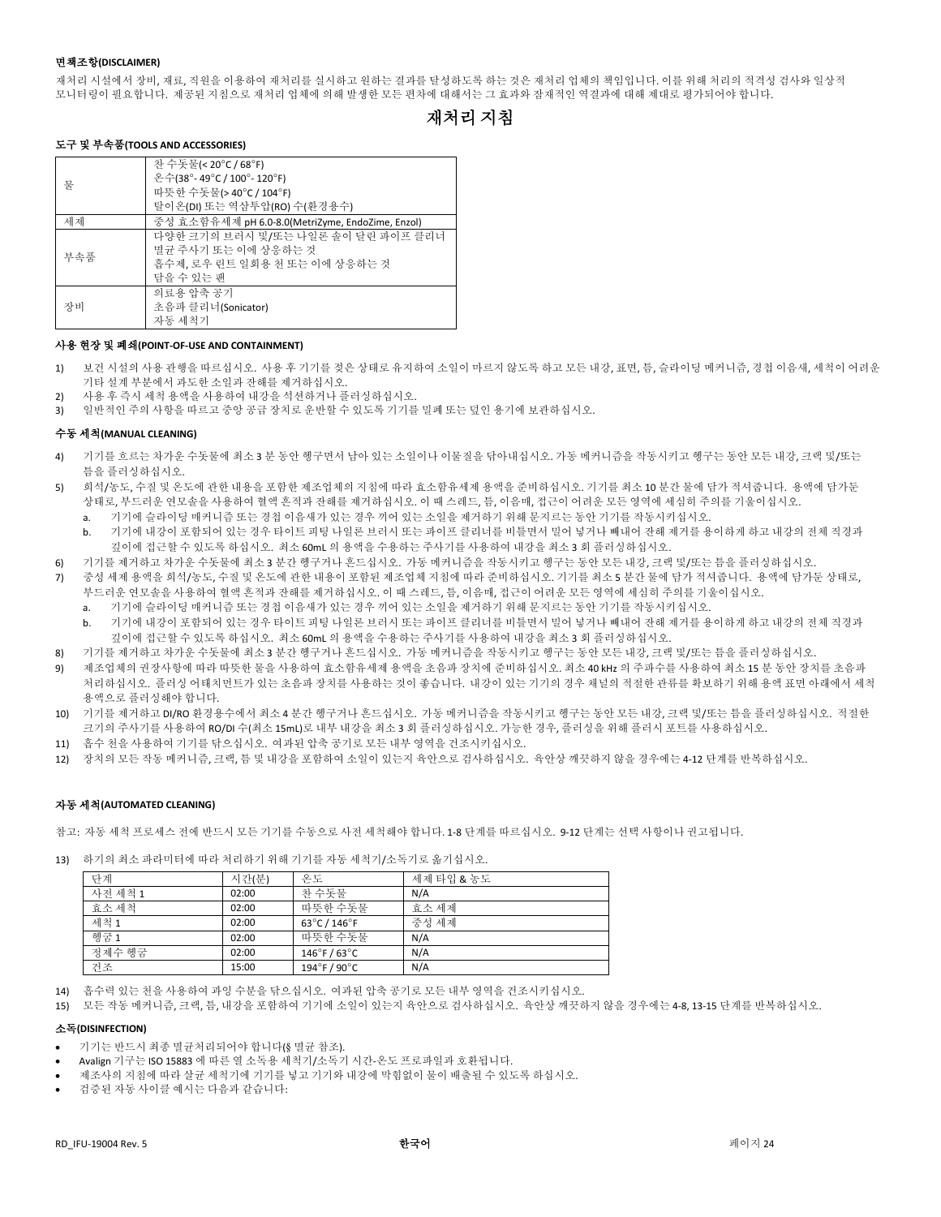### 면책조항(DISCLAIMER)

재처리 시설에서 장비, 재료, 직원을 이용하여 재처리를 실시하고 원하는 결과를 달성하도록 하는 것은 재처리 업체의 책임입니다. 이를 위해 처리의 적격성 검사와 일상적 모니터링이 필요합니다. 제공된 지침으로 재처리 업체에 의해 발생한 모든 편차에 대해서는 그 효과와 잠재적인 역결과에 대해 제대로 평가되어야 합니다.

# 재처리 지침

### 도구 및 부속품(TOOLS AND ACCESSORIES)

| | |
|---|---|
| 물 | 찬 수돗물(< 20°C / 68°F)<br>온수(38°- 49°C / 100°- 120°F)<br>따뜻한 수돗물(> 40°C / 104°F)<br>탈이온(DI) 또는 역삼투압(RO) 수(환경용수) |
| 세제 | 중성 효소함유세제 pH 6.0-8.0(MetriZyme, EndoZime, Enzol) |
| 부속품 | 다양한 크기의 브러시 및/또는 나일론 솔이 달린 파이프 클리너<br>멸균 주사기 또는 이에 상응하는 것<br>흡수제, 로우 린트 일회용 천 또는 이에 상응하는 것<br>닫을 수 있는 팬 |
| 장비 | 의료용 압축 공기<br>초음파 클리너(Sonicator)<br>자동 세척기 |

### 사용 현장 및 폐쇄(POINT-OF-USE AND CONTAINMENT)

1) 보건 시설의 사용 관행을 따르십시오. 사용 후 기기를 젖은 상태로 유지하여 소일이 마르지 않도록 하고 모든 내강, 표면, 틈, 슬라이딩 메커니즘, 경첩 이음새, 세척이 어려운 기타 설계 부분에서 과도한 소일과 잔해를 제거하십시오.
2) 사용 후 즉시 세척 용액을 사용하여 내강을 석션하거나 플러싱하십시오.
3) 일반적인 주의 사항을 따르고 중앙 공급 장치로 운반할 수 있도록 기기를 밀폐 또는 덮인 용기에 보관하십시오.

### 수동 세척(MANUAL CLEANING)

4) 기기를 흐르는 차가운 수돗물에 최소 3 분 동안 남아 있는 소일이나 이물질을 닦아내십시오. 가동 메커니즘을 작동시키고 헹구는 동안 모든 내강, 크랙 및/또는 틈을 플러싱하십시오.
5) 희석/농도, 수질 및 온도에 관한 내용을 포함한 제조업체의 지침에 따라 효소함유세제 용액을 준비하십시오. 기기를 최소 10 분간 물에 담가 적셔줍니다. 용액에 담가둔 상태로, 부드러운 연모솔을 사용하여 혈액 흔적과 잔해를 제거하십시오. 이 때 스레드, 틈, 이음매, 접근이 어려운 모든 영역에 세심히 주의를 기울이십시오.
   a. 기기에 슬라이딩 메커니즘 또는 경첩 이음새가 있는 경우 끼어 있는 소일을 제거하기 위해 문지르는 동안 기기를 작동시키십시오.
   b. 기기에 내강이 포함되어 있는 경우 타이트 피팅 나일론 브러시 또는 파이프 클리너를 비틀면서 밀어 넣거나 빼내어 잔해 제거를 용이하게 하고 내강의 전체 직경과 깊이에 접근할 수 있도록 하십시오. 최소 60mL 의 용액을 수용하는 주사기를 사용하여 내강을 최소 3 회 플러싱하십시오.
6) 기기를 제거하고 차가운 수돗물에 최소 3 분간 헹구거나 흔드십시오. 가동 메커니즘을 작동시키고 헹구는 동안 모든 내강, 크랙 및/또는 틈을 플러싱하십시오.
7) 중성 세제 용액을 희석/농도, 수질 및 온도에 관한 내용이 포함된 제조업체 지침에 따라 준비하십시오. 기기를 최소 5 분간 물에 담가 적셔줍니다. 용액에 담가둔 상태로, 부드러운 연모솔을 사용하여 혈액 흔적과 잔해를 제거하십시오. 이 때 스레드, 틈, 이음매, 접근이 어려운 모든 영역에 세심히 주의를 기울이십시오.
   a. 기기에 슬라이딩 메커니즘 또는 경첩 이음새가 있는 경우 끼어 있는 소일을 제거하기 위해 문지르는 동안 기기를 작동시키십시오.
   b. 기기에 내강이 포함되어 있는 경우 타이트 피팅 나일론 브러시 또는 파이프 클리너를 비틀면서 밀어 넣거나 빼내어 잔해 제거를 용이하게 하고 내강의 전체 직경과 깊이에 접근할 수 있도록 하십시오. 최소 60mL 의 용액을 수용하는 주사기를 사용하여 내강을 최소 3 회 플러싱하십시오.
8) 기기를 제거하고 차가운 수돗물에 최소 3 분간 헹구거나 흔드십시오. 가동 메커니즘을 작동시키고 헹구는 동안 모든 내강, 크랙 및/또는 틈을 플러싱하십시오.
9) 제조업체의 권장사항에 따라 따뜻한 물을 사용하여 효소함유세제 용액을 초음파 장치에 준비하십시오. 최소 40 kHz 의 주파수를 사용하여 최소 15 분 동안 장치를 초음파 처리하십시오. 플러싱 어태치먼트가 있는 초음파 장치를 사용하는 것이 좋습니다. 내강이 있는 기기의 경우 채널의 적절한 관류를 확보하기 위해 용액 표면 아래에서 세척 용액으로 플러싱해야 합니다.
10) 기기를 제거하고 DI/RO 환경용수에서 최소 4 분간 헹구거나 흔드십시오. 가동 메커니즘을 작동시키고 헹구는 동안 모든 내강, 크랙 및/또는 틈을 플러싱하십시오. 적절한 크기의 주사기를 사용하여 RO/DI 수(최소 15mL)로 내부 내강을 최소 3 회 플러싱하십시오. 가능한 경우, 플러싱을 위해 플러시 포트를 사용하십시오.
11) 흡수 천을 사용하여 기기를 닦으십시오. 여과된 압축 공기로 모든 내부 영역을 건조시키십시오.
12) 장치의 모든 작동 메커니즘, 크랙, 틈 및 내강을 포함하여 소일이 있는지 육안으로 검사하십시오. 육안상 깨끗하지 않을 경우에는 4-12 단계를 반복하십시오.

### 자동 세척(AUTOMATED CLEANING)

참고: 자동 세척 프로세스 전에 반드시 모든 기기를 수동으로 사전 세척해야 합니다. 1-8 단계를 따르십시오. 9-12 단계는 선택 사항이나 권고됩니다.

13) 하기의 최소 파라미터에 따라 처리하기 위해 기기를 자동 세척기/소독기로 옮기십시오.

| 단계 | 시간(분) | 온도 | 세제 타입 & 농도 |
|---|---|---|---|
| 사전 세척 1 | 02:00 | 찬 수돗물 | N/A |
| 효소 세척 | 02:00 | 따뜻한 수돗물 | 효소 세제 |
| 세척 1 | 02:00 | 63°C / 146°F | 중성 세제 |
| 헹굼 1 | 02:00 | 따뜻한 수돗물 | N/A |
| 정제수 헹굼 | 02:00 | 146°F / 63°C | N/A |
| 건조 | 15:00 | 194°F / 90°C | N/A |

14) 흡수력 있는 천을 사용하여 과잉 수분을 닦으십시오. 여과된 압축 공기로 모든 내부 영역을 건조시키십시오.
15) 모든 작동 메커니즘, 크랙, 틈, 내강을 포함하여 기기에 소일이 있는지 육안으로 검사하십시오. 육안상 깨끗하지 않을 경우에는 4-8, 13-15 단계를 반복하십시오.

### 소독(DISINFECTION)

- 기기는 반드시 최종 멸균처리되어야 합니다(§ 멸균 참조).
- Avalign 기구는 ISO 15883 에 따른 열 소독용 세척기/소독기 시간-온도 프로파일과 호환됩니다.
- 제조사의 지침에 따라 살균 세척기에 기기를 넣고 기기와 내강에 막힘없이 물이 배출될 수 있도록 하십시오.
- 검증된 자동 사이클 예시는 다음과 같습니다: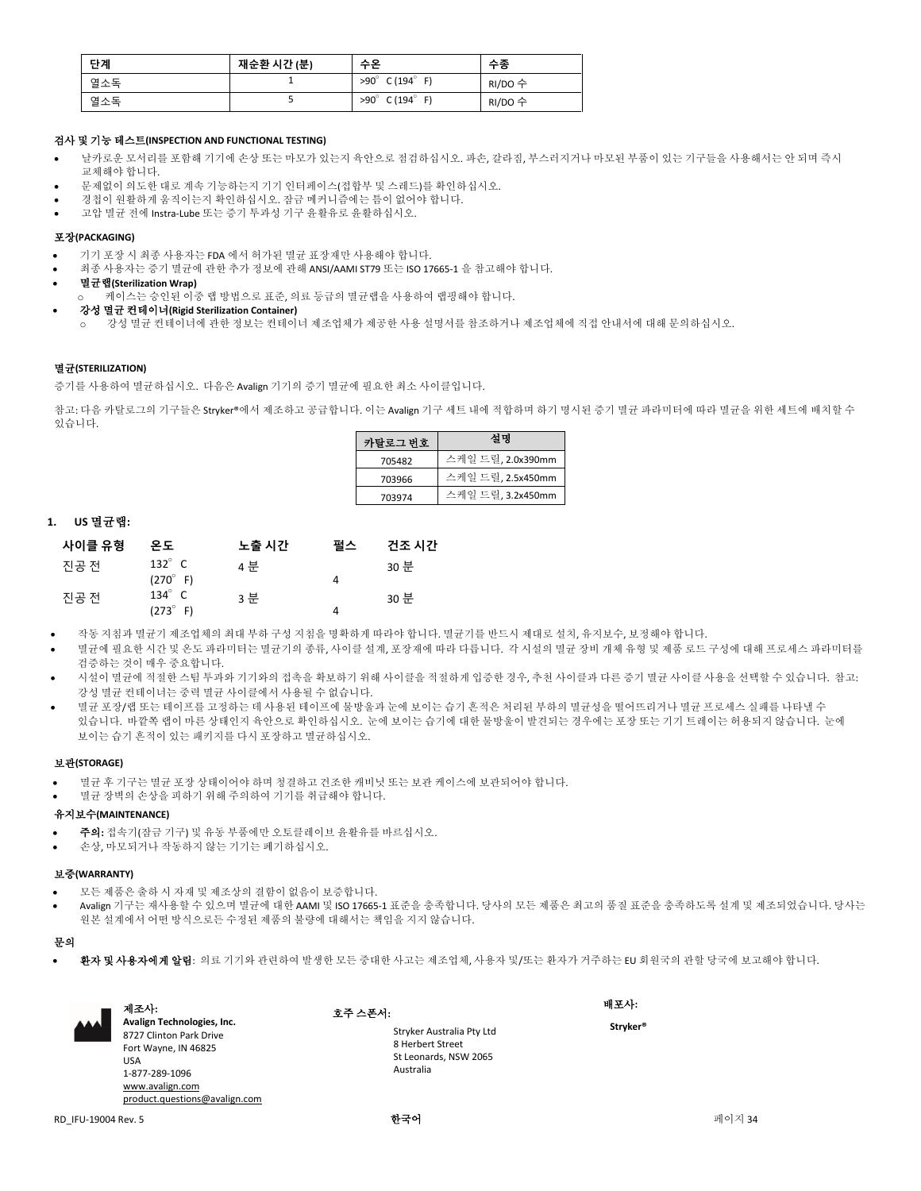| 단계 | 재순환 시간 (분) | 수온 | 수종 |
| --- | --- | --- | --- |
| 열소독 | 1 | >90° C (194° F) | RI/DO 수 |
| 열소독 | 5 | >90° C (194° F) | RI/DO 수 |

### 검사 및 기능 테스트(INSPECTION AND FUNCTIONAL TESTING)

- 날카로운 모서리를 포함해 기기에 손상 또는 마모가 있는지 육안으로 점검하십시오. 파손, 갈라짐, 부스러지거나 마모된 부품이 있는 기구들을 사용해서는 안 되며 즉시 교체해야 합니다.
- 문제없이 의도한 대로 계속 기능하는지 기기 인터페이스(접합부 및 스레드)를 확인하십시오.
- 경첩이 원활하게 움직이는지 확인하십시오. 잠금 메커니즘에는 틈이 없어야 합니다.
- 고압 멸균 전에 Instra-Lube 또는 증기 투과성 기구 윤활유로 윤활하십시오.

### 포장(PACKAGING)

- 기기 포장 시 최종 사용자는 FDA 에서 허가된 멸균 표장재만 사용해야 합니다.
- 최종 사용자는 증기 멸균에 관한 추가 정보에 관해 ANSI/AAMI ST79 또는 ISO 17665-1 을 참고해야 합니다.
- **멸균랩(Sterilization Wrap)**
  - 케이스는 승인된 이중 랩 방법으로 표준, 의료 등급의 멸균랩을 사용하여 랩핑해야 합니다.
- **강성 멸균 컨테이너(Rigid Sterilization Container)**
  - 강성 멸균 컨테이너에 관한 정보는 컨테이너 제조업체가 제공한 사용 설명서를 참조하거나 제조업체에 직접 안내서에 대해 문의하십시오.

### 멸균(STERILIZATION)

증기를 사용하여 멸균하십시오. 다음은 Avalign 기기의 증기 멸균에 필요한 최소 사이클입니다.

참고: 다음 카탈로그의 기구들은 Stryker®에서 제조하고 공급합니다. 이는 Avalign 기구 세트 내에 적합하며 하기 명시된 증기 멸균 파라미터에 따라 멸균을 위한 세트에 배치할 수 있습니다.

| 카탈로그 번호 | 설명 |
| --- | --- |
| 705482 | 스케일 드릴, 2.0x390mm |
| 703966 | 스케일 드릴, 2.5x450mm |
| 703974 | 스케일 드릴, 3.2x450mm |

**1. US 멸균랩:**

| 사이클 유형 | 온도 | 노출 시간 | 펄스 | 건조 시간 |
| --- | --- | --- | --- | --- |
| 진공 전 | 132° C (270° F) | 4 분 | 4 | 30 분 |
| 진공 전 | 134° C (273° F) | 3 분 | 4 | 30 분 |

- 작동 지침과 멸균기 제조업체의 최대 부하 구성 지침을 명확하게 따라야 합니다. 멸균기를 반드시 제대로 설치, 유지보수, 보정해야 합니다.
- 멸균에 필요한 시간 및 온도 파라미터는 멸균기의 종류, 사이클 설계, 포장재에 따라 다릅니다. 각 시설의 멸균 장비 개체 유형 및 제품 로드 구성에 대해 프로세스 파라미터를 검증하는 것이 매우 중요합니다.
- 시설이 멸균에 적절한 스팀 투과와 기기와의 접촉을 확보하기 위해 사이클을 적절하게 입증한 경우, 추천 사이클과 다른 증기 멸균 사이클 사용을 선택할 수 있습니다. 참고: 강성 멸균 컨테이너는 중력 멸균 사이클에서 사용될 수 없습니다.
- 멸균 포장/랩 또는 테이프를 고정하는 데 사용된 테이프에 물방울과 눈에 보이는 습기 흔적은 처리된 부하의 멸균성을 떨어뜨리거나 멸균 프로세스 실패를 나타낼 수 있습니다. 바깥쪽 랩이 마른 상태인지 육안으로 확인하십시오. 눈에 보이는 습기에 대한 물방울이 발견되는 경우에는 포장 또는 기기 트레이는 허용되지 않습니다. 눈에 보이는 습기 흔적이 있는 패키지를 다시 포장하고 멸균하십시오.

### 보관(STORAGE)

- 멸균 후 기구는 멸균 포장 상태이어야 하며 청결하고 건조한 캐비닛 또는 보관 케이스에 보관되어야 합니다.
- 멸균 장벽의 손상을 피하기 위해 주의하여 기기를 취급해야 합니다.

### 유지보수(MAINTENANCE)

- **주의:** 접속기(잠금 기구) 및 유동 부품에만 오토클레이브 윤활유를 바르십시오.
- 손상, 마모되거나 작동하지 않는 기기는 폐기하십시오.

### 보증(WARRANTY)

- 모든 제품은 출하 시 자재 및 제조상의 결함이 없음이 보증합니다.
- Avalign 기구는 재사용할 수 있으며 멸균에 대한 AAMI 및 ISO 17665-1 표준을 충족합니다. 당사의 모든 제품은 최고의 품질 표준을 충족하도록 설계 및 제조되었습니다. 당사는 원본 설계에서 어떤 방식으로든 수정된 제품의 불량에 대해서는 책임을 지지 않습니다.

### 문의

- **환자 및 사용자에게 알림**: 의료 기기와 관련하여 발생한 모든 중대한 사고는 제조업체, 사용자 및/또는 환자가 거주하는 EU 회원국의 관할 당국에 보고해야 합니다.

**제조사:**
**Avalign Technologies, Inc.**
8727 Clinton Park Drive
Fort Wayne, IN 46825
USA
1-877-289-1096
www.avalign.com
product.questions@avalign.com

**호주 스폰서:**
Stryker Australia Pty Ltd
8 Herbert Street
St Leonards, NSW 2065
Australia

**배포사:**
**Stryker®**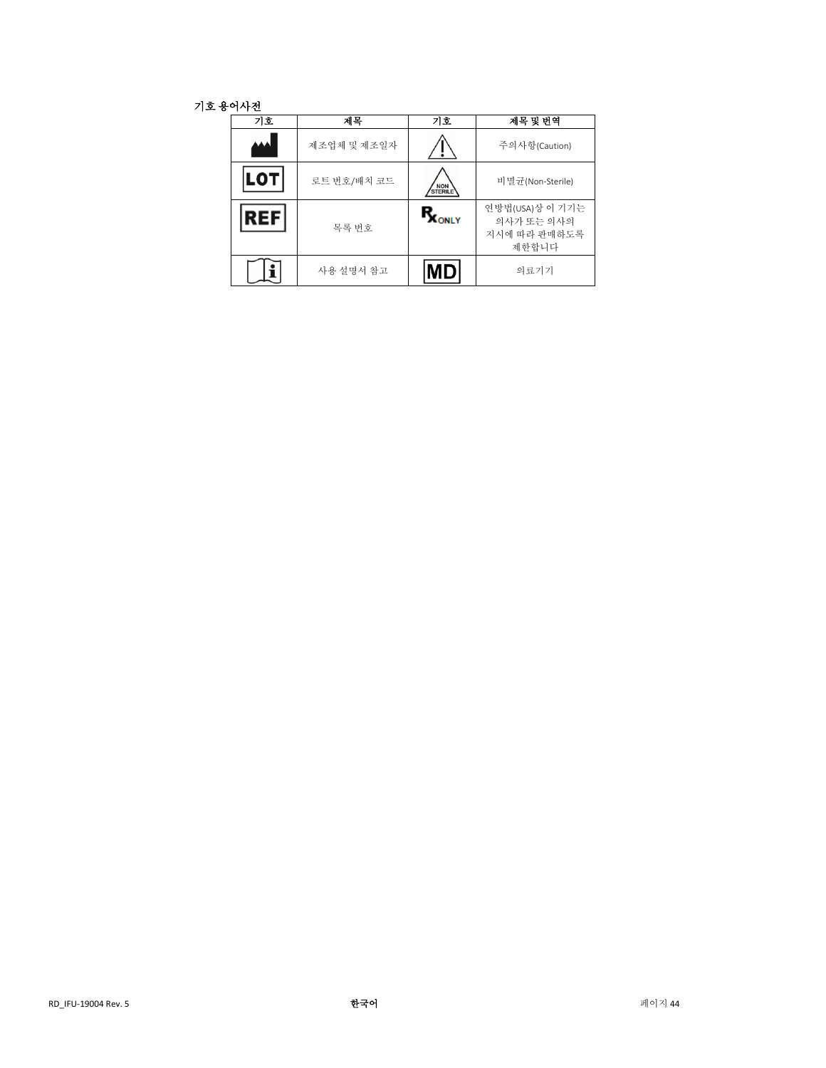**기호 용어사전**

| 기호 | 제목 | 기호 | 제목 및 번역 |
|---|---|---|---|
| | 제조업체 및 제조일자 | | 주의사항(Caution) |
| LOT | 로트 번호/배치 코드 | NON STERILE | 비멸균(Non-Sterile) |
| REF | 목록 번호 | Rx ONLY | 연방법(USA)상 이 기기는 의사가 또는 의사의 지시에 따라 판매하도록 제한합니다 |
| | 사용 설명서 참고 | MD | 의료기기 |